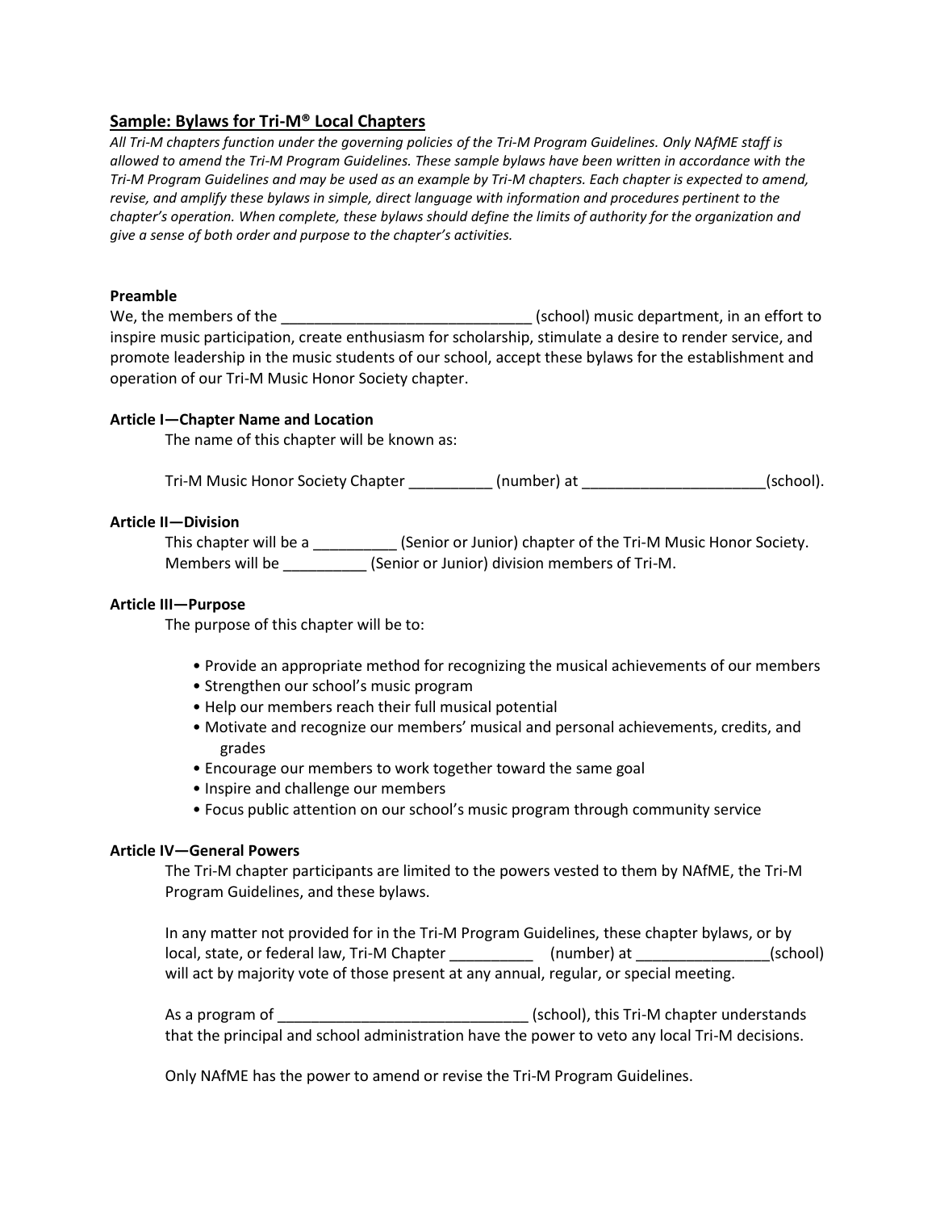## Sample: Bylaws for Tri-M® Local Chapters

*All Tri-M chapters function under the governing policies of the Tri-M Program Guidelines. Only NAfME staff is allowed to amend the Tri-M Program Guidelines. These sample bylaws have been written in accordance with the Tri-M Program Guidelines and may be used as an example by Tri-M chapters. Each chapter is expected to amend, revise, and amplify these bylaws in simple, direct language with information and procedures pertinent to the chapter's operation. When complete, these bylaws should define the limits of authority for the organization and give a sense of both order and purpose to the chapter's activities.*

**Preamble**

We, the members of the ______________________________ (school) music department, in an effort to inspire music participation, create enthusiasm for scholarship, stimulate a desire to render service, and promote leadership in the music students of our school, accept these bylaws for the establishment and operation of our Tri-M Music Honor Society chapter.

**Article I—Chapter Name and Location**

The name of this chapter will be known as:

Tri-M Music Honor Society Chapter __________ (number) at ______________________(school).

**Article II—Division**

This chapter will be a __________ (Senior or Junior) chapter of the Tri-M Music Honor Society. Members will be __________ (Senior or Junior) division members of Tri-M.

**Article III—Purpose**

The purpose of this chapter will be to:

- Provide an appropriate method for recognizing the musical achievements of our members
- Strengthen our school's music program
- Help our members reach their full musical potential
- Motivate and recognize our members' musical and personal achievements, credits, and grades
- Encourage our members to work together toward the same goal
- Inspire and challenge our members
- Focus public attention on our school's music program through community service

**Article IV—General Powers**

The Tri-M chapter participants are limited to the powers vested to them by NAfME, the Tri-M Program Guidelines, and these bylaws.

In any matter not provided for in the Tri-M Program Guidelines, these chapter bylaws, or by local, state, or federal law, Tri-M Chapter __________ (number) at ________________(school) will act by majority vote of those present at any annual, regular, or special meeting.

As a program of ______________________________ (school), this Tri-M chapter understands that the principal and school administration have the power to veto any local Tri-M decisions.

Only NAfME has the power to amend or revise the Tri-M Program Guidelines.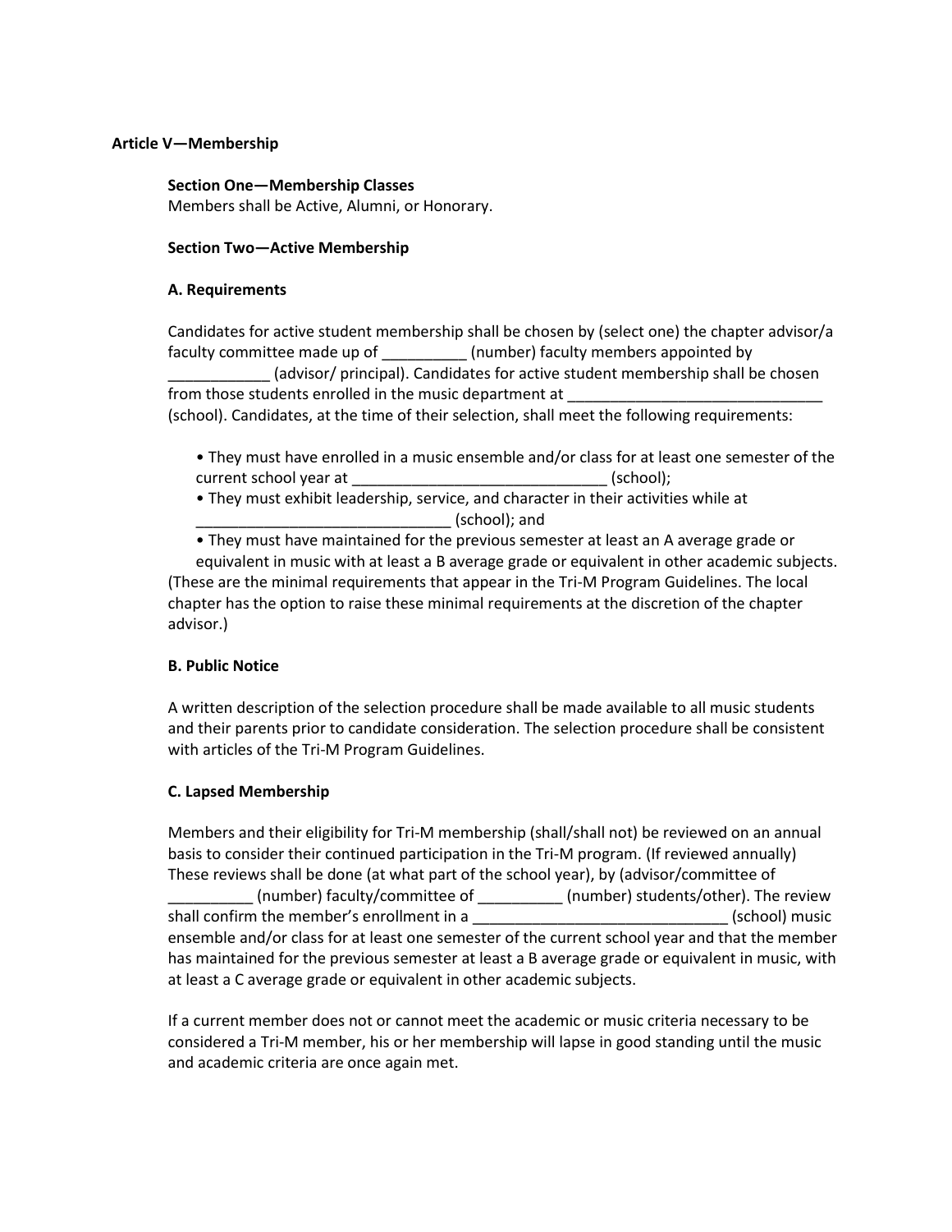**Article V—Membership**

**Section One—Membership Classes**

Members shall be Active, Alumni, or Honorary.

**Section Two—Active Membership**

**A. Requirements**

Candidates for active student membership shall be chosen by (select one) the chapter advisor/a faculty committee made up of __________ (number) faculty members appointed by ____________ (advisor/ principal). Candidates for active student membership shall be chosen from those students enrolled in the music department at ______________________________ (school). Candidates, at the time of their selection, shall meet the following requirements:

- They must have enrolled in a music ensemble and/or class for at least one semester of the current school year at ______________________________ (school);
- They must exhibit leadership, service, and character in their activities while at ______________________________ (school); and
- They must have maintained for the previous semester at least an A average grade or equivalent in music with at least a B average grade or equivalent in other academic subjects.

(These are the minimal requirements that appear in the Tri-M Program Guidelines. The local chapter has the option to raise these minimal requirements at the discretion of the chapter advisor.)

**B. Public Notice**

A written description of the selection procedure shall be made available to all music students and their parents prior to candidate consideration. The selection procedure shall be consistent with articles of the Tri-M Program Guidelines.

**C. Lapsed Membership**

Members and their eligibility for Tri-M membership (shall/shall not) be reviewed on an annual basis to consider their continued participation in the Tri-M program. (If reviewed annually) These reviews shall be done (at what part of the school year), by (advisor/committee of __________ (number) faculty/committee of __________ (number) students/other). The review shall confirm the member's enrollment in a ______________________________ (school) music ensemble and/or class for at least one semester of the current school year and that the member has maintained for the previous semester at least a B average grade or equivalent in music, with at least a C average grade or equivalent in other academic subjects.

If a current member does not or cannot meet the academic or music criteria necessary to be considered a Tri-M member, his or her membership will lapse in good standing until the music and academic criteria are once again met.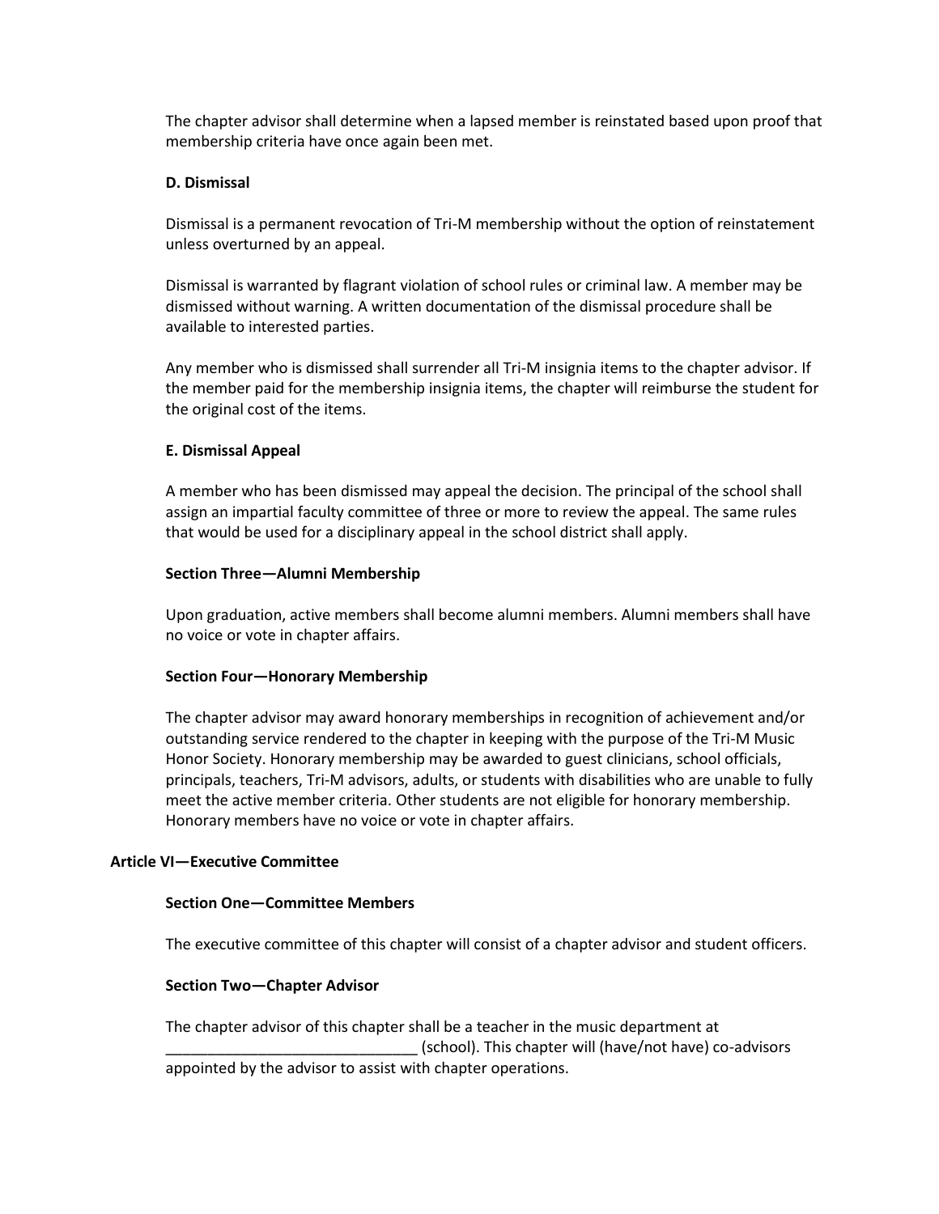The chapter advisor shall determine when a lapsed member is reinstated based upon proof that membership criteria have once again been met.

#### D. Dismissal

Dismissal is a permanent revocation of Tri-M membership without the option of reinstatement unless overturned by an appeal.

Dismissal is warranted by flagrant violation of school rules or criminal law. A member may be dismissed without warning. A written documentation of the dismissal procedure shall be available to interested parties.

Any member who is dismissed shall surrender all Tri-M insignia items to the chapter advisor. If the member paid for the membership insignia items, the chapter will reimburse the student for the original cost of the items.

#### E. Dismissal Appeal

A member who has been dismissed may appeal the decision. The principal of the school shall assign an impartial faculty committee of three or more to review the appeal. The same rules that would be used for a disciplinary appeal in the school district shall apply.

### Section Three—Alumni Membership

Upon graduation, active members shall become alumni members. Alumni members shall have no voice or vote in chapter affairs.

### Section Four—Honorary Membership

The chapter advisor may award honorary memberships in recognition of achievement and/or outstanding service rendered to the chapter in keeping with the purpose of the Tri-M Music Honor Society. Honorary membership may be awarded to guest clinicians, school officials, principals, teachers, Tri-M advisors, adults, or students with disabilities who are unable to fully meet the active member criteria. Other students are not eligible for honorary membership. Honorary members have no voice or vote in chapter affairs.

## Article VI—Executive Committee

### Section One—Committee Members

The executive committee of this chapter will consist of a chapter advisor and student officers.

### Section Two—Chapter Advisor

The chapter advisor of this chapter shall be a teacher in the music department at ______________________________ (school). This chapter will (have/not have) co-advisors appointed by the advisor to assist with chapter operations.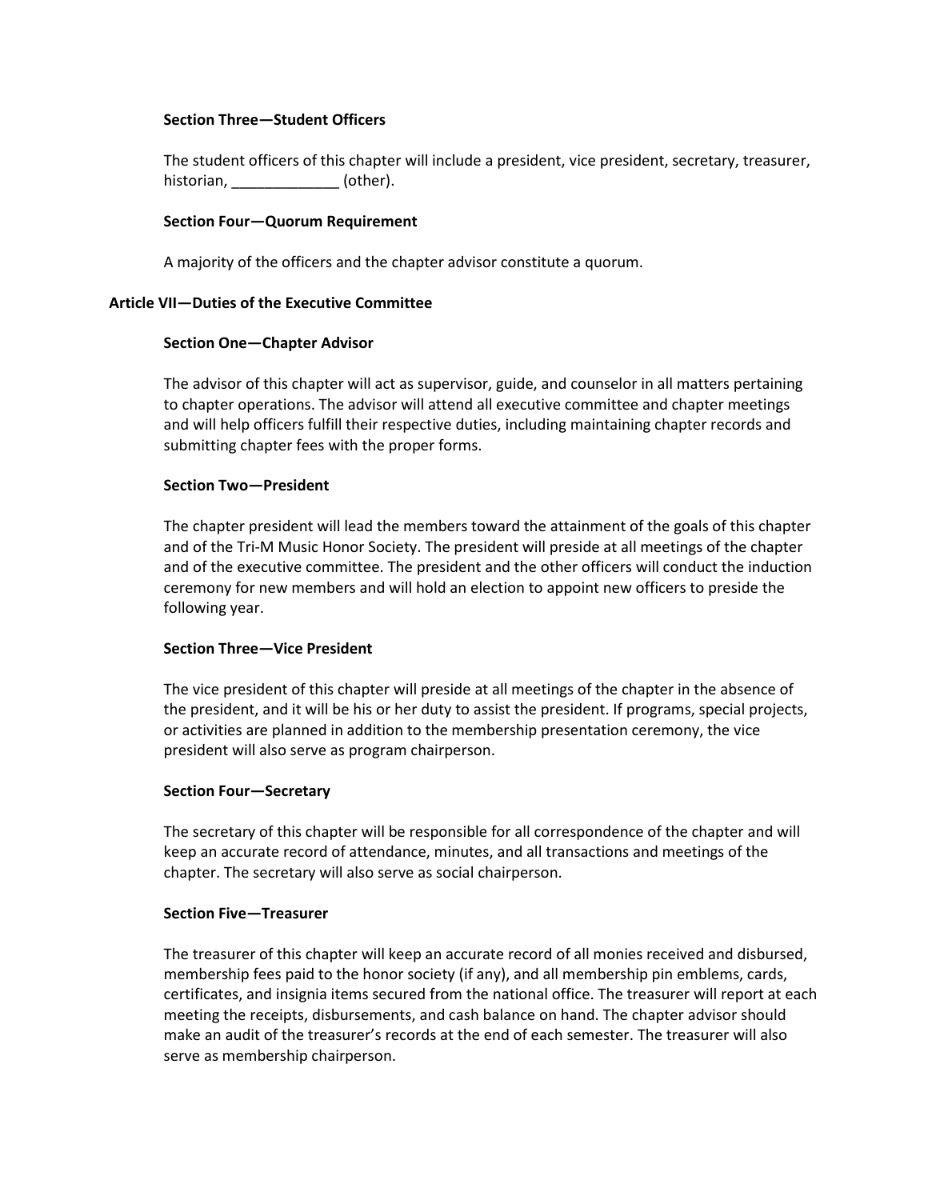### Section Three—Student Officers

The student officers of this chapter will include a president, vice president, secretary, treasurer, historian, _____________ (other).

### Section Four—Quorum Requirement

A majority of the officers and the chapter advisor constitute a quorum.

## Article VII—Duties of the Executive Committee

### Section One—Chapter Advisor

The advisor of this chapter will act as supervisor, guide, and counselor in all matters pertaining to chapter operations. The advisor will attend all executive committee and chapter meetings and will help officers fulfill their respective duties, including maintaining chapter records and submitting chapter fees with the proper forms.

### Section Two—President

The chapter president will lead the members toward the attainment of the goals of this chapter and of the Tri-M Music Honor Society. The president will preside at all meetings of the chapter and of the executive committee. The president and the other officers will conduct the induction ceremony for new members and will hold an election to appoint new officers to preside the following year.

### Section Three—Vice President

The vice president of this chapter will preside at all meetings of the chapter in the absence of the president, and it will be his or her duty to assist the president. If programs, special projects, or activities are planned in addition to the membership presentation ceremony, the vice president will also serve as program chairperson.

### Section Four—Secretary

The secretary of this chapter will be responsible for all correspondence of the chapter and will keep an accurate record of attendance, minutes, and all transactions and meetings of the chapter. The secretary will also serve as social chairperson.

### Section Five—Treasurer

The treasurer of this chapter will keep an accurate record of all monies received and disbursed, membership fees paid to the honor society (if any), and all membership pin emblems, cards, certificates, and insignia items secured from the national office. The treasurer will report at each meeting the receipts, disbursements, and cash balance on hand. The chapter advisor should make an audit of the treasurer's records at the end of each semester. The treasurer will also serve as membership chairperson.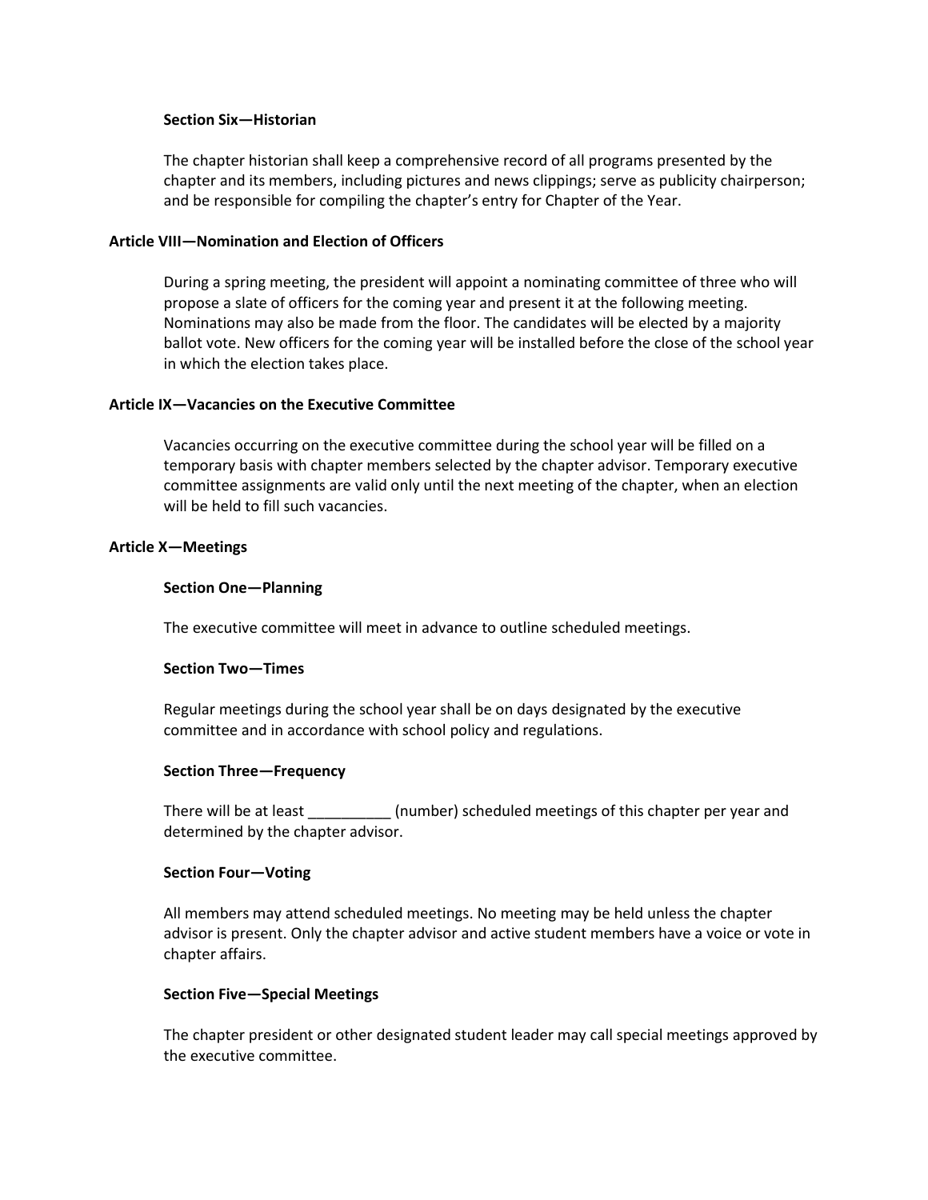#### Section Six—Historian

The chapter historian shall keep a comprehensive record of all programs presented by the chapter and its members, including pictures and news clippings; serve as publicity chairperson; and be responsible for compiling the chapter's entry for Chapter of the Year.

### Article VIII—Nomination and Election of Officers

During a spring meeting, the president will appoint a nominating committee of three who will propose a slate of officers for the coming year and present it at the following meeting. Nominations may also be made from the floor. The candidates will be elected by a majority ballot vote. New officers for the coming year will be installed before the close of the school year in which the election takes place.

### Article IX—Vacancies on the Executive Committee

Vacancies occurring on the executive committee during the school year will be filled on a temporary basis with chapter members selected by the chapter advisor. Temporary executive committee assignments are valid only until the next meeting of the chapter, when an election will be held to fill such vacancies.

### Article X—Meetings

#### Section One—Planning

The executive committee will meet in advance to outline scheduled meetings.

#### Section Two—Times

Regular meetings during the school year shall be on days designated by the executive committee and in accordance with school policy and regulations.

#### Section Three—Frequency

There will be at least __________ (number) scheduled meetings of this chapter per year and determined by the chapter advisor.

#### Section Four—Voting

All members may attend scheduled meetings. No meeting may be held unless the chapter advisor is present. Only the chapter advisor and active student members have a voice or vote in chapter affairs.

#### Section Five—Special Meetings

The chapter president or other designated student leader may call special meetings approved by the executive committee.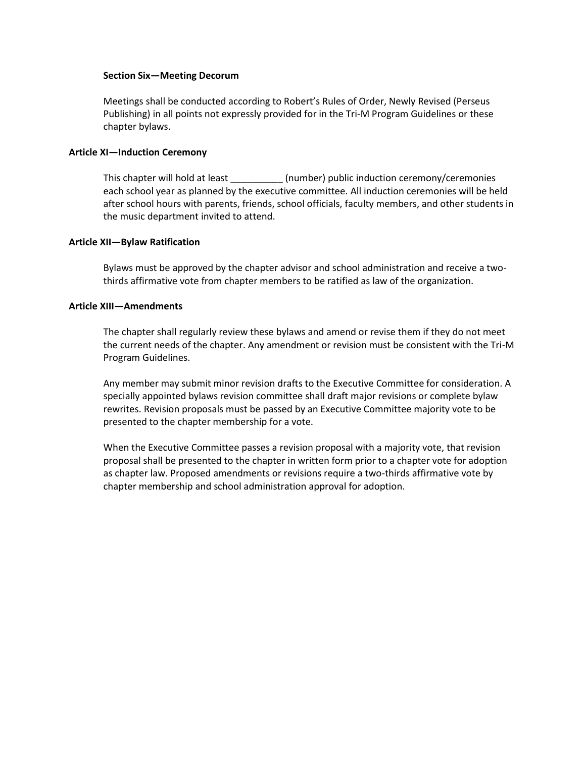### Section Six—Meeting Decorum

Meetings shall be conducted according to Robert's Rules of Order, Newly Revised (Perseus Publishing) in all points not expressly provided for in the Tri-M Program Guidelines or these chapter bylaws.

## Article XI—Induction Ceremony

This chapter will hold at least __________ (number) public induction ceremony/ceremonies each school year as planned by the executive committee. All induction ceremonies will be held after school hours with parents, friends, school officials, faculty members, and other students in the music department invited to attend.

## Article XII—Bylaw Ratification

Bylaws must be approved by the chapter advisor and school administration and receive a two-thirds affirmative vote from chapter members to be ratified as law of the organization.

## Article XIII—Amendments

The chapter shall regularly review these bylaws and amend or revise them if they do not meet the current needs of the chapter. Any amendment or revision must be consistent with the Tri-M Program Guidelines.

Any member may submit minor revision drafts to the Executive Committee for consideration. A specially appointed bylaws revision committee shall draft major revisions or complete bylaw rewrites. Revision proposals must be passed by an Executive Committee majority vote to be presented to the chapter membership for a vote.

When the Executive Committee passes a revision proposal with a majority vote, that revision proposal shall be presented to the chapter in written form prior to a chapter vote for adoption as chapter law. Proposed amendments or revisions require a two-thirds affirmative vote by chapter membership and school administration approval for adoption.